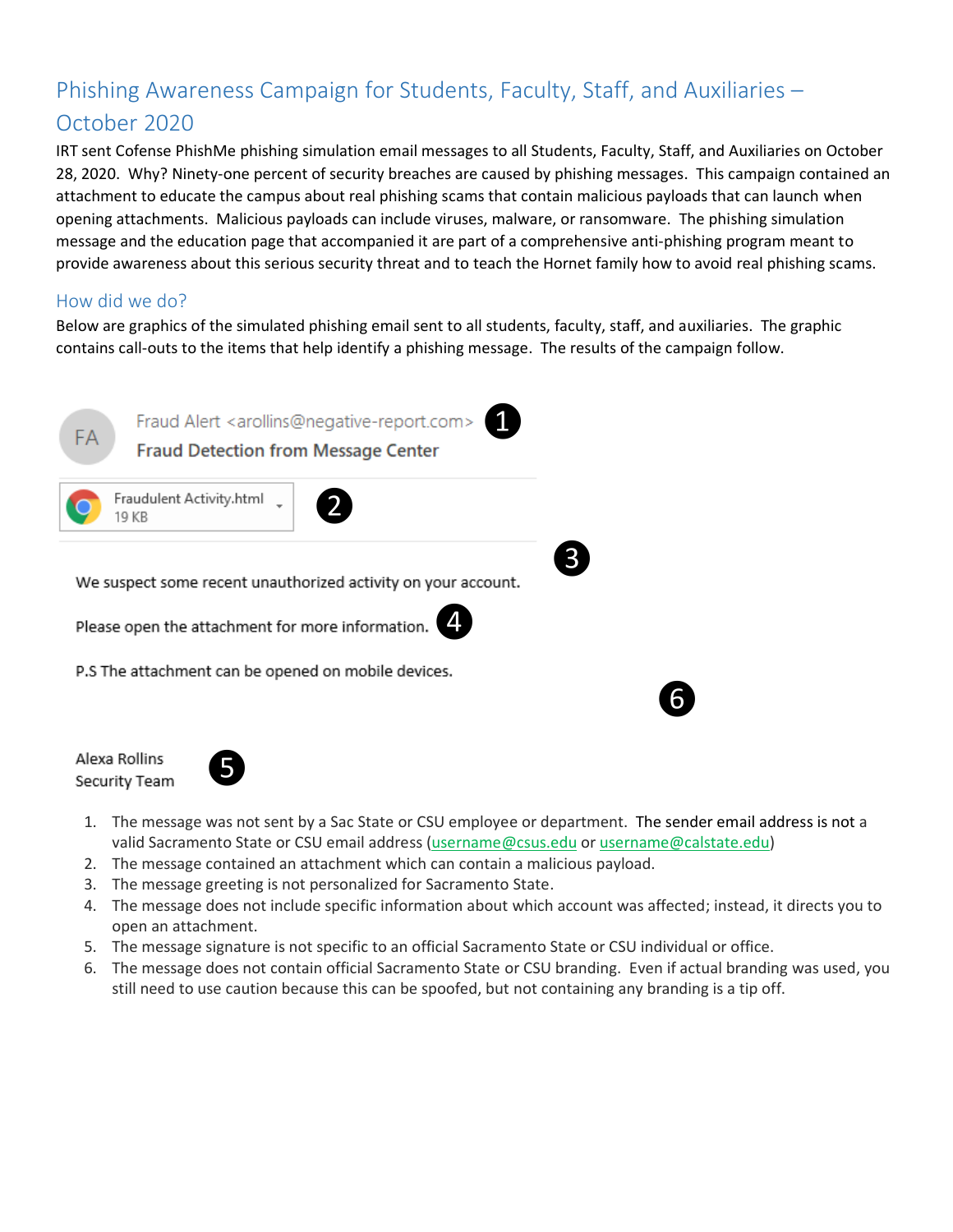# Phishing Awareness Campaign for Students, Faculty, Staff, and Auxiliaries – October 2020

IRT sent Cofense PhishMe phishing simulation email messages to all Students, Faculty, Staff, and Auxiliaries on October 28, 2020. Why? Ninety-one percent of security breaches are caused by phishing messages. This campaign contained an attachment to educate the campus about real phishing scams that contain malicious payloads that can launch when opening attachments. Malicious payloads can include viruses, malware, or ransomware. The phishing simulation message and the education page that accompanied it are part of a comprehensive anti-phishing program meant to provide awareness about this serious security threat and to teach the Hornet family how to avoid real phishing scams.

## How did we do?

Below are graphics of the simulated phishing email sent to all students, faculty, staff, and auxiliaries. The graphic contains call-outs to the items that help identify a phishing message. The results of the campaign follow.

FA Fraud Alert <arollins@negative-report.com> ❶
Fraud Detection from Message Center

Fraudulent Activity.html
19 KB ❷

❸

We suspect some recent unauthorized activity on your account.

Please open the attachment for more information. ❹

P.S The attachment can be opened on mobile devices.

❻

Alexa Rollins
Security Team ❺

1. The message was not sent by a Sac State or CSU employee or department. The sender email address is not a valid Sacramento State or CSU email address (username@csus.edu or username@calstate.edu)
2. The message contained an attachment which can contain a malicious payload.
3. The message greeting is not personalized for Sacramento State.
4. The message does not include specific information about which account was affected; instead, it directs you to open an attachment.
5. The message signature is not specific to an official Sacramento State or CSU individual or office.
6. The message does not contain official Sacramento State or CSU branding. Even if actual branding was used, you still need to use caution because this can be spoofed, but not containing any branding is a tip off.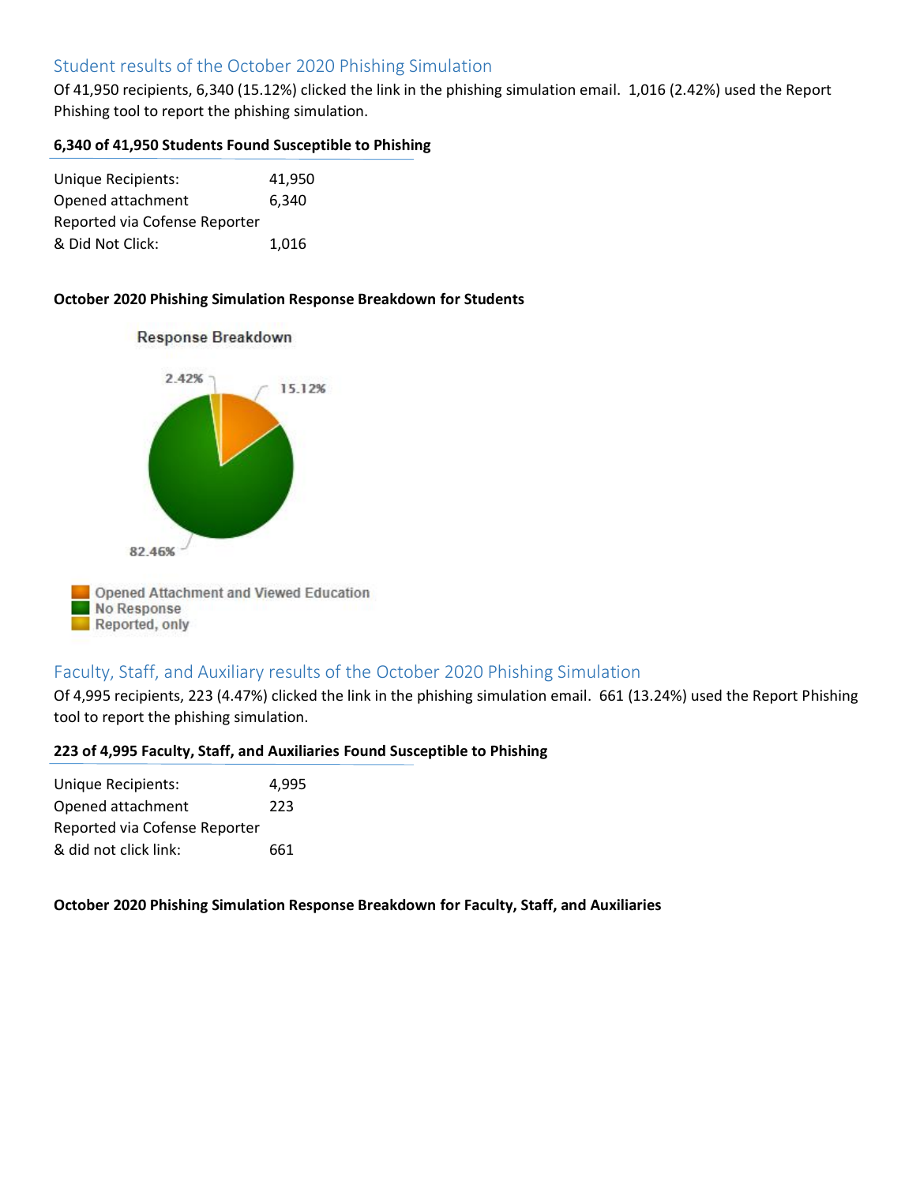## Student results of the October 2020 Phishing Simulation

Of 41,950 recipients, 6,340 (15.12%) clicked the link in the phishing simulation email. 1,016 (2.42%) used the Report Phishing tool to report the phishing simulation.

**6,340 of 41,950 Students Found Susceptible to Phishing**

| | |
|---|---|
| Unique Recipients: | 41,950 |
| Opened attachment | 6,340 |
| Reported via Cofense Reporter & Did Not Click: | 1,016 |

**October 2020 Phishing Simulation Response Breakdown for Students**

## Faculty, Staff, and Auxiliary results of the October 2020 Phishing Simulation

Of 4,995 recipients, 223 (4.47%) clicked the link in the phishing simulation email. 661 (13.24%) used the Report Phishing tool to report the phishing simulation.

**223 of 4,995 Faculty, Staff, and Auxiliaries Found Susceptible to Phishing**

| | |
|---|---|
| Unique Recipients: | 4,995 |
| Opened attachment | 223 |
| Reported via Cofense Reporter & did not click link: | 661 |

**October 2020 Phishing Simulation Response Breakdown for Faculty, Staff, and Auxiliaries**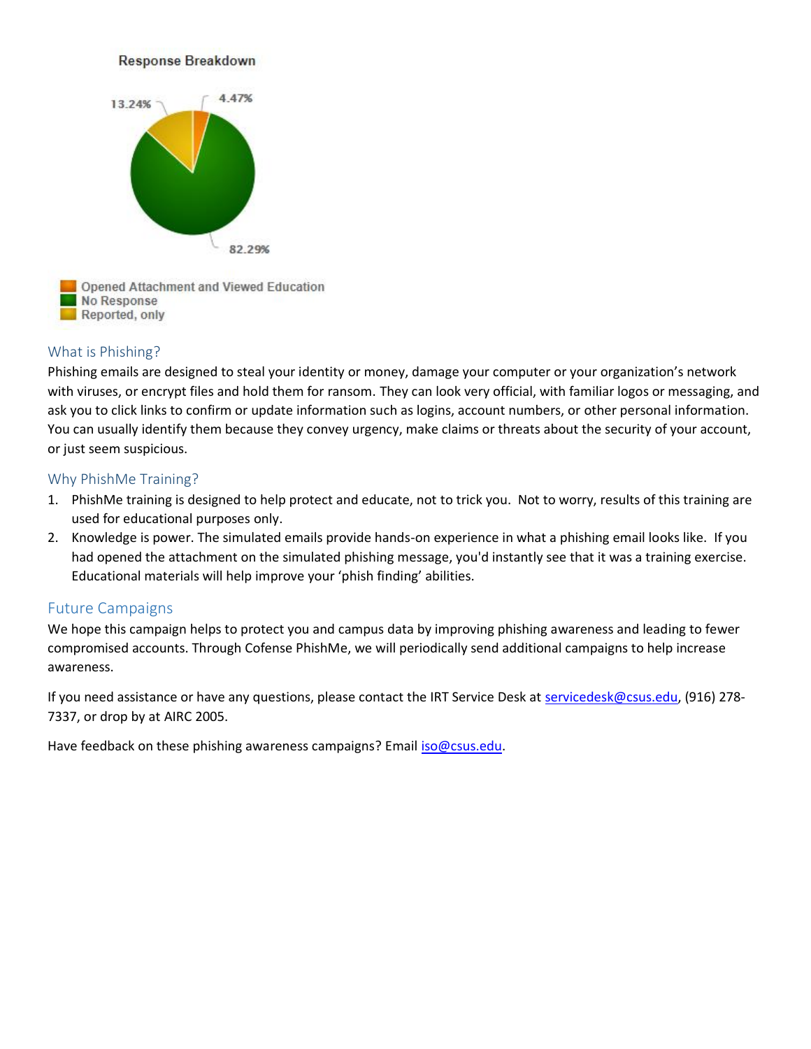Response Breakdown

13.24%

4.47%

82.29%

Opened Attachment and Viewed Education
No Response
Reported, only

## What is Phishing?

Phishing emails are designed to steal your identity or money, damage your computer or your organization's network with viruses, or encrypt files and hold them for ransom. They can look very official, with familiar logos or messaging, and ask you to click links to confirm or update information such as logins, account numbers, or other personal information. You can usually identify them because they convey urgency, make claims or threats about the security of your account, or just seem suspicious.

## Why PhishMe Training?

1. PhishMe training is designed to help protect and educate, not to trick you. Not to worry, results of this training are used for educational purposes only.
2. Knowledge is power. The simulated emails provide hands-on experience in what a phishing email looks like. If you had opened the attachment on the simulated phishing message, you'd instantly see that it was a training exercise. Educational materials will help improve your 'phish finding' abilities.

## Future Campaigns

We hope this campaign helps to protect you and campus data by improving phishing awareness and leading to fewer compromised accounts. Through Cofense PhishMe, we will periodically send additional campaigns to help increase awareness.

If you need assistance or have any questions, please contact the IRT Service Desk at servicedesk@csus.edu, (916) 278-7337, or drop by at AIRC 2005.

Have feedback on these phishing awareness campaigns? Email iso@csus.edu.